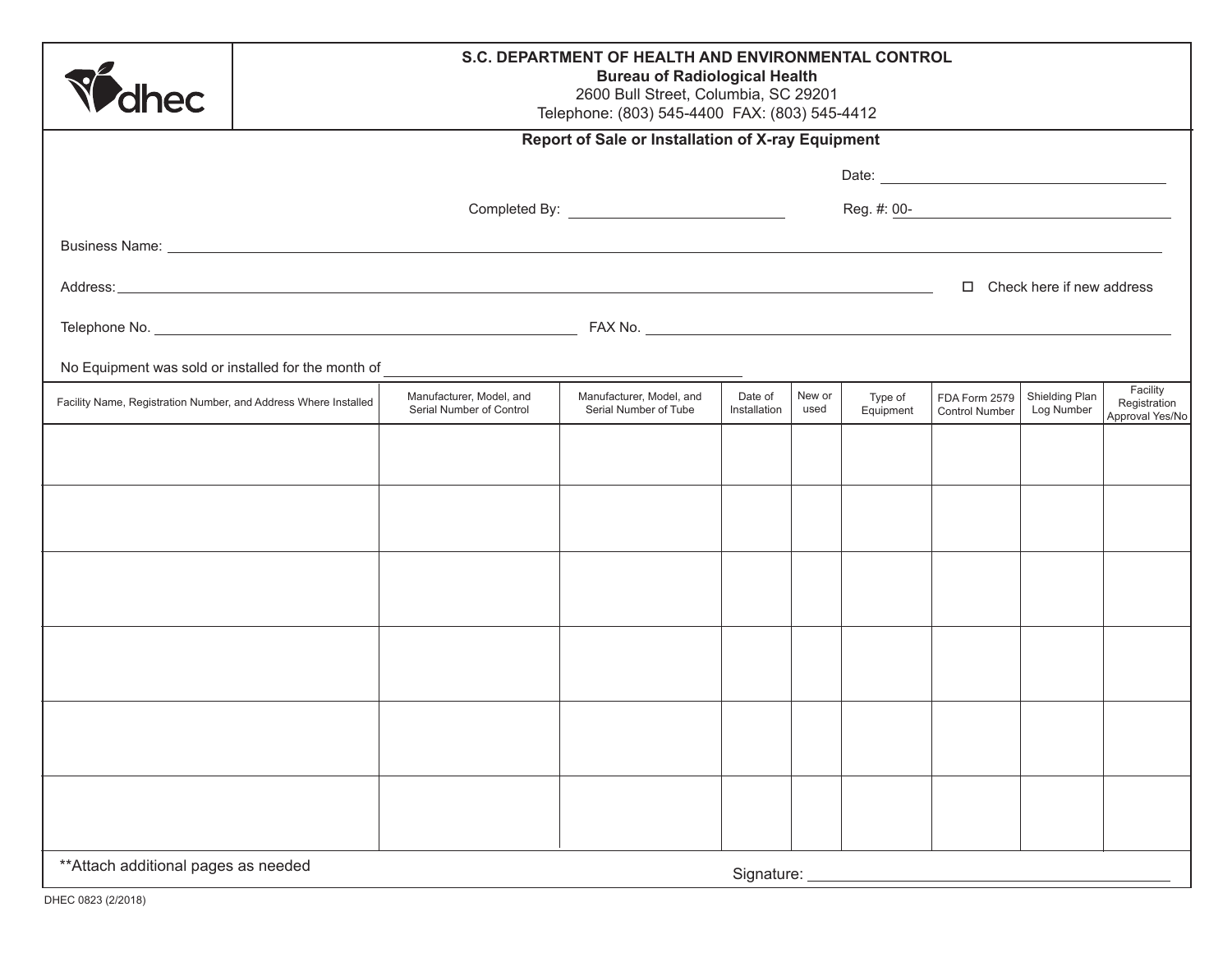**S.C. DEPARTMENT OF HEALTH AND ENVIRONMENTAL CONTROL**
**Bureau of Radiological Health**
2600 Bull Street, Columbia, SC 29201
Telephone: (803) 545-4400 FAX: (803) 545-4412

## Report of Sale or Installation of X-ray Equipment

Date: ______________________

Completed By: ______________________ Reg. #: 00-______________________

Business Name: ______________________________________________

Address: ______________________________________________ ☐ Check here if new address

Telephone No. ______________________ FAX No. ______________________

No Equipment was sold or installed for the month of ______________________

| Facility Name, Registration Number, and Address Where Installed | Manufacturer, Model, and Serial Number of Control | Manufacturer, Model, and Serial Number of Tube | Date of Installation | New or used | Type of Equipment | FDA Form 2579 Control Number | Shielding Plan Log Number | Facility Registration Approval Yes/No |
|---|---|---|---|---|---|---|---|---|
| | | | | | | | | |
| | | | | | | | | |
| | | | | | | | | |
| | | | | | | | | |
| | | | | | | | | |
| | | | | | | | | |

**Attach additional pages as needed

Signature: ______________________

DHEC 0823 (2/2018)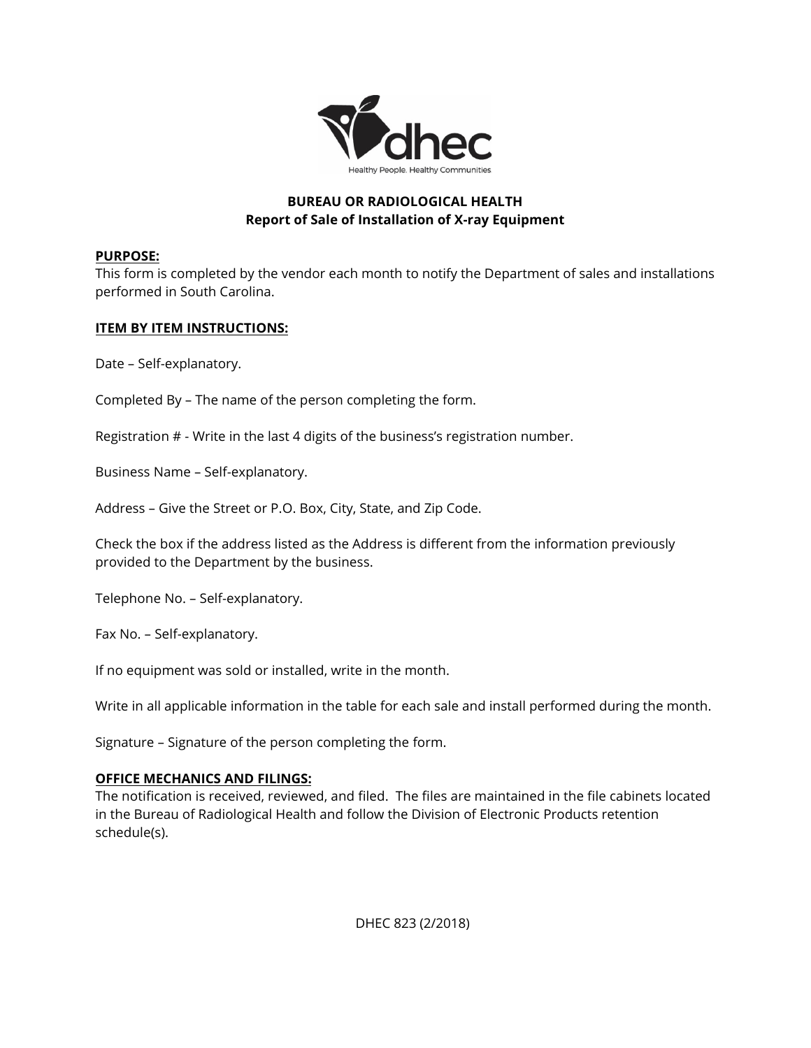**BUREAU OR RADIOLOGICAL HEALTH**
**Report of Sale of Installation of X-ray Equipment**

**PURPOSE:**
This form is completed by the vendor each month to notify the Department of sales and installations performed in South Carolina.

**ITEM BY ITEM INSTRUCTIONS:**

Date – Self-explanatory.

Completed By – The name of the person completing the form.

Registration # - Write in the last 4 digits of the business's registration number.

Business Name – Self-explanatory.

Address – Give the Street or P.O. Box, City, State, and Zip Code.

Check the box if the address listed as the Address is different from the information previously provided to the Department by the business.

Telephone No. – Self-explanatory.

Fax No. – Self-explanatory.

If no equipment was sold or installed, write in the month.

Write in all applicable information in the table for each sale and install performed during the month.

Signature – Signature of the person completing the form.

**OFFICE MECHANICS AND FILINGS:**
The notification is received, reviewed, and filed. The files are maintained in the file cabinets located in the Bureau of Radiological Health and follow the Division of Electronic Products retention schedule(s).

DHEC 823 (2/2018)